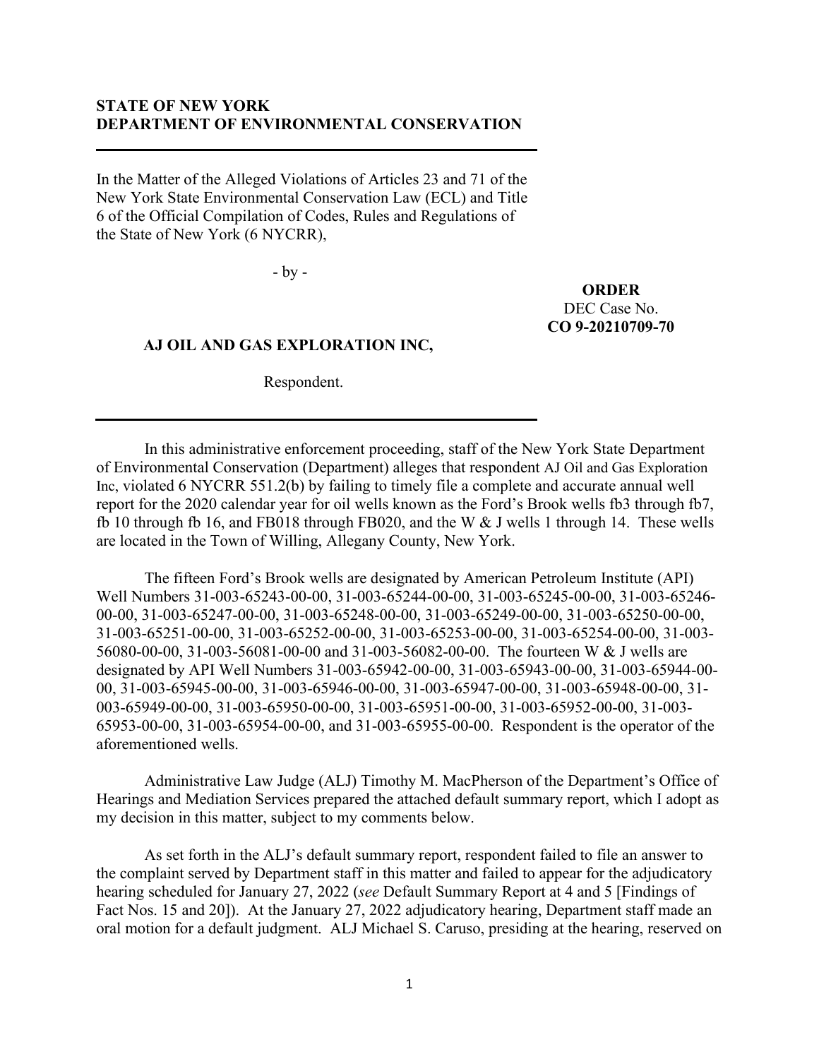**STATE OF NEW YORK**
**DEPARTMENT OF ENVIRONMENTAL CONSERVATION**

In the Matter of the Alleged Violations of Articles 23 and 71 of the New York State Environmental Conservation Law (ECL) and Title 6 of the Official Compilation of Codes, Rules and Regulations of the State of New York (6 NYCRR),

- by -

**AJ OIL AND GAS EXPLORATION INC,**

Respondent.

**ORDER**
DEC Case No.
**CO 9-20210709-70**

In this administrative enforcement proceeding, staff of the New York State Department of Environmental Conservation (Department) alleges that respondent AJ Oil and Gas Exploration Inc, violated 6 NYCRR 551.2(b) by failing to timely file a complete and accurate annual well report for the 2020 calendar year for oil wells known as the Ford's Brook wells fb3 through fb7, fb 10 through fb 16, and FB018 through FB020, and the W & J wells 1 through 14. These wells are located in the Town of Willing, Allegany County, New York.

The fifteen Ford's Brook wells are designated by American Petroleum Institute (API) Well Numbers 31-003-65243-00-00, 31-003-65244-00-00, 31-003-65245-00-00, 31-003-65246-00-00, 31-003-65247-00-00, 31-003-65248-00-00, 31-003-65249-00-00, 31-003-65250-00-00, 31-003-65251-00-00, 31-003-65252-00-00, 31-003-65253-00-00, 31-003-65254-00-00, 31-003-56080-00-00, 31-003-56081-00-00 and 31-003-56082-00-00. The fourteen W & J wells are designated by API Well Numbers 31-003-65942-00-00, 31-003-65943-00-00, 31-003-65944-00-00, 31-003-65945-00-00, 31-003-65946-00-00, 31-003-65947-00-00, 31-003-65948-00-00, 31-003-65949-00-00, 31-003-65950-00-00, 31-003-65951-00-00, 31-003-65952-00-00, 31-003-65953-00-00, 31-003-65954-00-00, and 31-003-65955-00-00. Respondent is the operator of the aforementioned wells.

Administrative Law Judge (ALJ) Timothy M. MacPherson of the Department's Office of Hearings and Mediation Services prepared the attached default summary report, which I adopt as my decision in this matter, subject to my comments below.

As set forth in the ALJ's default summary report, respondent failed to file an answer to the complaint served by Department staff in this matter and failed to appear for the adjudicatory hearing scheduled for January 27, 2022 (*see* Default Summary Report at 4 and 5 [Findings of Fact Nos. 15 and 20]). At the January 27, 2022 adjudicatory hearing, Department staff made an oral motion for a default judgment. ALJ Michael S. Caruso, presiding at the hearing, reserved on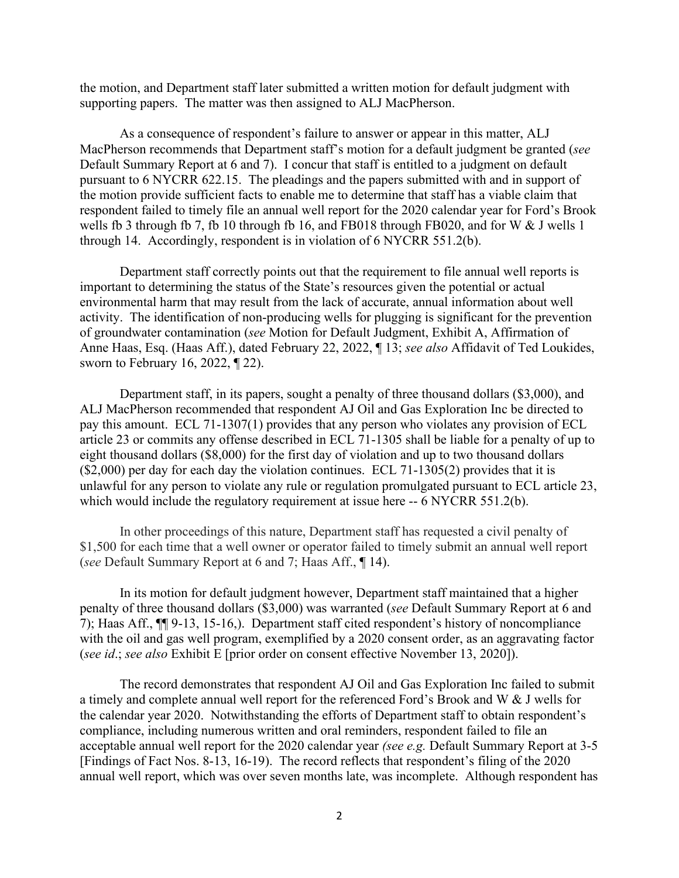the motion, and Department staff later submitted a written motion for default judgment with supporting papers. The matter was then assigned to ALJ MacPherson.

As a consequence of respondent's failure to answer or appear in this matter, ALJ MacPherson recommends that Department staff's motion for a default judgment be granted (*see* Default Summary Report at 6 and 7). I concur that staff is entitled to a judgment on default pursuant to 6 NYCRR 622.15. The pleadings and the papers submitted with and in support of the motion provide sufficient facts to enable me to determine that staff has a viable claim that respondent failed to timely file an annual well report for the 2020 calendar year for Ford's Brook wells fb 3 through fb 7, fb 10 through fb 16, and FB018 through FB020, and for W & J wells 1 through 14. Accordingly, respondent is in violation of 6 NYCRR 551.2(b).

Department staff correctly points out that the requirement to file annual well reports is important to determining the status of the State's resources given the potential or actual environmental harm that may result from the lack of accurate, annual information about well activity. The identification of non-producing wells for plugging is significant for the prevention of groundwater contamination (*see* Motion for Default Judgment, Exhibit A, Affirmation of Anne Haas, Esq. (Haas Aff.), dated February 22, 2022, ¶ 13; *see also* Affidavit of Ted Loukides, sworn to February 16, 2022, ¶ 22).

Department staff, in its papers, sought a penalty of three thousand dollars ($3,000), and ALJ MacPherson recommended that respondent AJ Oil and Gas Exploration Inc be directed to pay this amount. ECL 71-1307(1) provides that any person who violates any provision of ECL article 23 or commits any offense described in ECL 71-1305 shall be liable for a penalty of up to eight thousand dollars ($8,000) for the first day of violation and up to two thousand dollars ($2,000) per day for each day the violation continues. ECL 71-1305(2) provides that it is unlawful for any person to violate any rule or regulation promulgated pursuant to ECL article 23, which would include the regulatory requirement at issue here -- 6 NYCRR 551.2(b).

In other proceedings of this nature, Department staff has requested a civil penalty of $1,500 for each time that a well owner or operator failed to timely submit an annual well report (*see* Default Summary Report at 6 and 7; Haas Aff., ¶ 14).

In its motion for default judgment however, Department staff maintained that a higher penalty of three thousand dollars ($3,000) was warranted (*see* Default Summary Report at 6 and 7); Haas Aff., ¶¶ 9-13, 15-16,). Department staff cited respondent's history of noncompliance with the oil and gas well program, exemplified by a 2020 consent order, as an aggravating factor (*see id*.; *see also* Exhibit E [prior order on consent effective November 13, 2020]).

The record demonstrates that respondent AJ Oil and Gas Exploration Inc failed to submit a timely and complete annual well report for the referenced Ford's Brook and W & J wells for the calendar year 2020. Notwithstanding the efforts of Department staff to obtain respondent's compliance, including numerous written and oral reminders, respondent failed to file an acceptable annual well report for the 2020 calendar year *(see e.g.* Default Summary Report at 3-5 [Findings of Fact Nos. 8-13, 16-19). The record reflects that respondent's filing of the 2020 annual well report, which was over seven months late, was incomplete. Although respondent has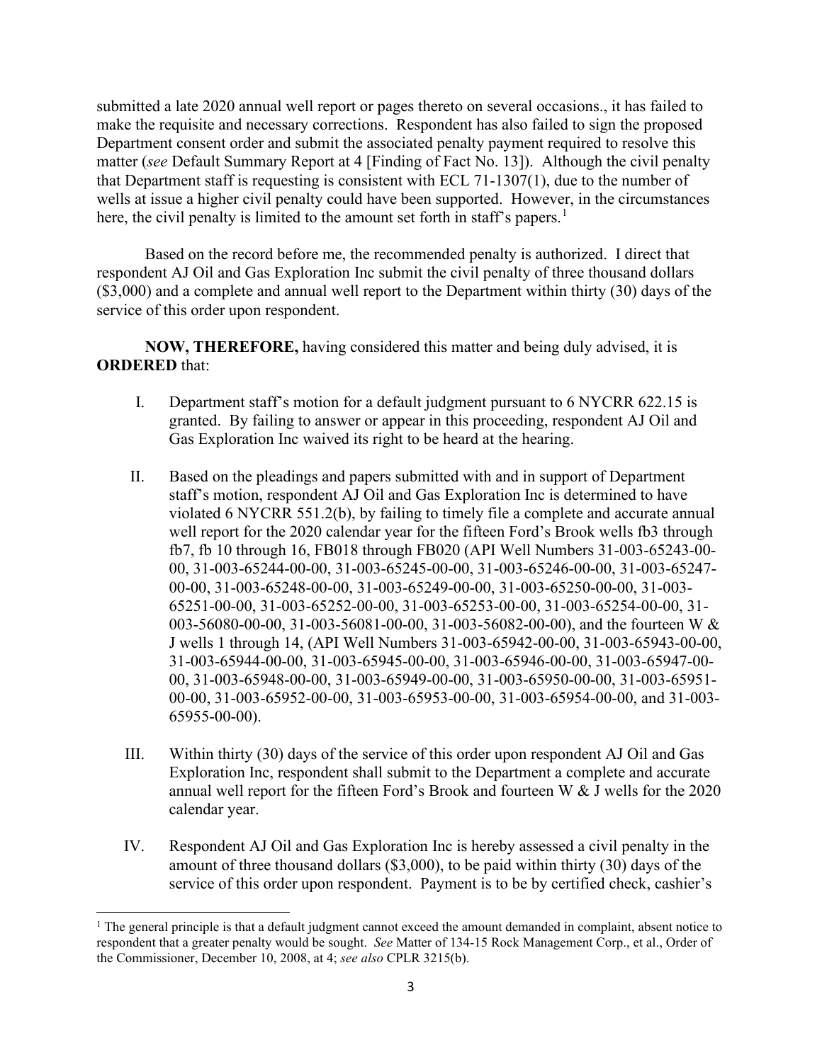submitted a late 2020 annual well report or pages thereto on several occasions., it has failed to make the requisite and necessary corrections. Respondent has also failed to sign the proposed Department consent order and submit the associated penalty payment required to resolve this matter (*see* Default Summary Report at 4 [Finding of Fact No. 13]). Although the civil penalty that Department staff is requesting is consistent with ECL 71-1307(1), due to the number of wells at issue a higher civil penalty could have been supported. However, in the circumstances here, the civil penalty is limited to the amount set forth in staff's papers.[1]

Based on the record before me, the recommended penalty is authorized. I direct that respondent AJ Oil and Gas Exploration Inc submit the civil penalty of three thousand dollars ($3,000) and a complete and annual well report to the Department within thirty (30) days of the service of this order upon respondent.

**NOW, THEREFORE,** having considered this matter and being duly advised, it is **ORDERED** that:

I. Department staff's motion for a default judgment pursuant to 6 NYCRR 622.15 is granted. By failing to answer or appear in this proceeding, respondent AJ Oil and Gas Exploration Inc waived its right to be heard at the hearing.

II. Based on the pleadings and papers submitted with and in support of Department staff's motion, respondent AJ Oil and Gas Exploration Inc is determined to have violated 6 NYCRR 551.2(b), by failing to timely file a complete and accurate annual well report for the 2020 calendar year for the fifteen Ford's Brook wells fb3 through fb7, fb 10 through 16, FB018 through FB020 (API Well Numbers 31-003-65243-00-00, 31-003-65244-00-00, 31-003-65245-00-00, 31-003-65246-00-00, 31-003-65247-00-00, 31-003-65248-00-00, 31-003-65249-00-00, 31-003-65250-00-00, 31-003-65251-00-00, 31-003-65252-00-00, 31-003-65253-00-00, 31-003-65254-00-00, 31-003-56080-00-00, 31-003-56081-00-00, 31-003-56082-00-00), and the fourteen W & J wells 1 through 14, (API Well Numbers 31-003-65942-00-00, 31-003-65943-00-00, 31-003-65944-00-00, 31-003-65945-00-00, 31-003-65946-00-00, 31-003-65947-00-00, 31-003-65948-00-00, 31-003-65949-00-00, 31-003-65950-00-00, 31-003-65951-00-00, 31-003-65952-00-00, 31-003-65953-00-00, 31-003-65954-00-00, and 31-003-65955-00-00).

III. Within thirty (30) days of the service of this order upon respondent AJ Oil and Gas Exploration Inc, respondent shall submit to the Department a complete and accurate annual well report for the fifteen Ford's Brook and fourteen W & J wells for the 2020 calendar year.

IV. Respondent AJ Oil and Gas Exploration Inc is hereby assessed a civil penalty in the amount of three thousand dollars ($3,000), to be paid within thirty (30) days of the service of this order upon respondent. Payment is to be by certified check, cashier's

---

[1] The general principle is that a default judgment cannot exceed the amount demanded in complaint, absent notice to respondent that a greater penalty would be sought. *See* Matter of 134-15 Rock Management Corp., et al., Order of the Commissioner, December 10, 2008, at 4; *see also* CPLR 3215(b).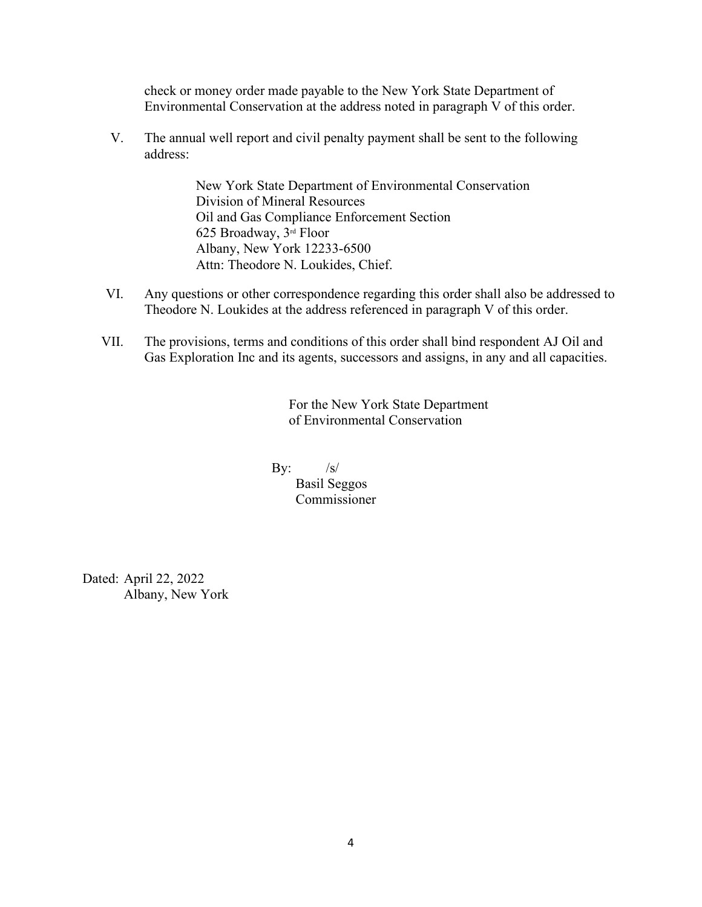check or money order made payable to the New York State Department of Environmental Conservation at the address noted in paragraph V of this order.

V. The annual well report and civil penalty payment shall be sent to the following address:

> New York State Department of Environmental Conservation
> Division of Mineral Resources
> Oil and Gas Compliance Enforcement Section
> 625 Broadway, 3rd Floor
> Albany, New York 12233-6500
> Attn: Theodore N. Loukides, Chief.

VI. Any questions or other correspondence regarding this order shall also be addressed to Theodore N. Loukides at the address referenced in paragraph V of this order.

VII. The provisions, terms and conditions of this order shall bind respondent AJ Oil and Gas Exploration Inc and its agents, successors and assigns, in any and all capacities.

For the New York State Department of Environmental Conservation

By: /s/
Basil Seggos
Commissioner

Dated: April 22, 2022
Albany, New York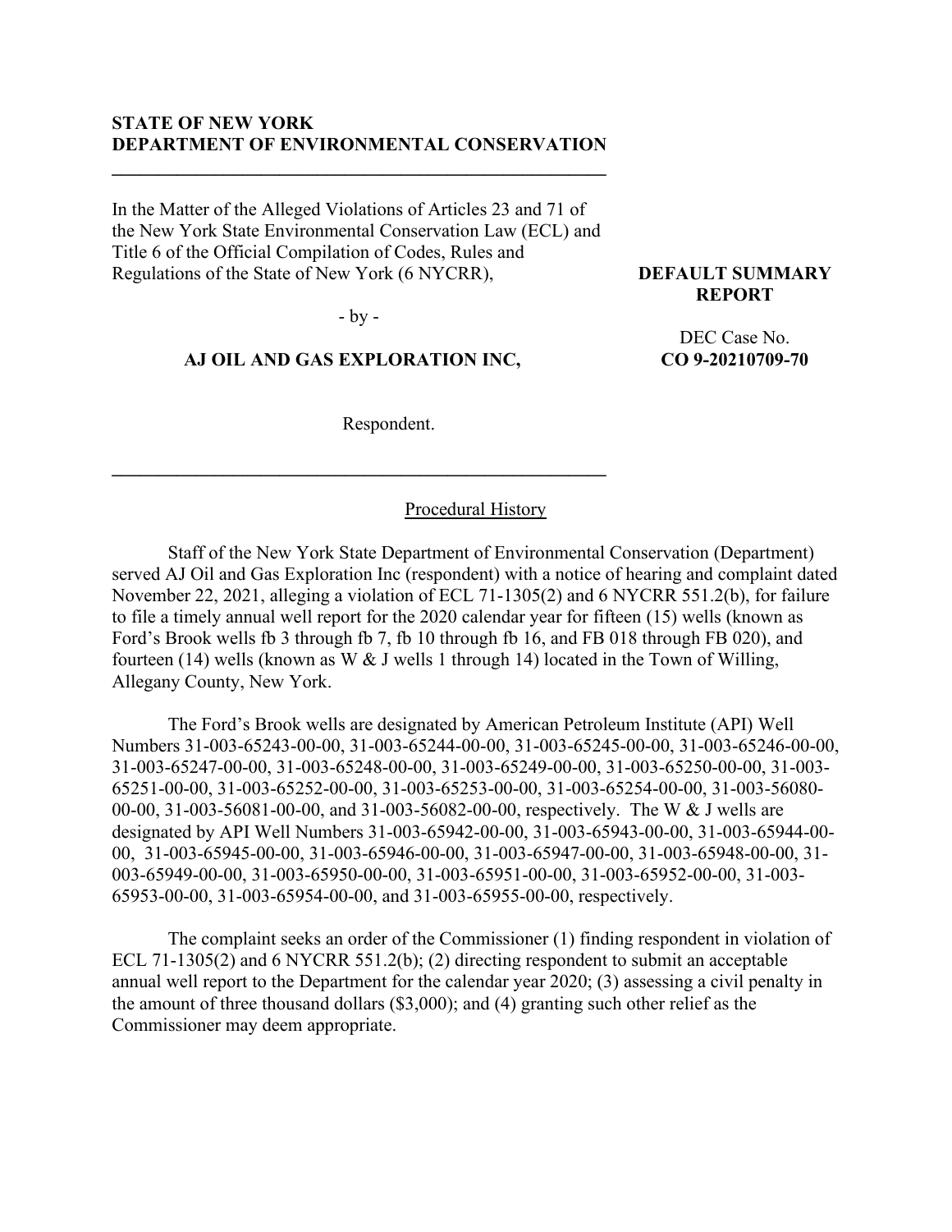**STATE OF NEW YORK**
**DEPARTMENT OF ENVIRONMENTAL CONSERVATION**

---

In the Matter of the Alleged Violations of Articles 23 and 71 of the New York State Environmental Conservation Law (ECL) and Title 6 of the Official Compilation of Codes, Rules and Regulations of the State of New York (6 NYCRR),

- by -

**AJ OIL AND GAS EXPLORATION INC,**

Respondent.

---

**DEFAULT SUMMARY REPORT**

DEC Case No.
**CO 9-20210709-70**

Procedural History

Staff of the New York State Department of Environmental Conservation (Department) served AJ Oil and Gas Exploration Inc (respondent) with a notice of hearing and complaint dated November 22, 2021, alleging a violation of ECL 71-1305(2) and 6 NYCRR 551.2(b), for failure to file a timely annual well report for the 2020 calendar year for fifteen (15) wells (known as Ford's Brook wells fb 3 through fb 7, fb 10 through fb 16, and FB 018 through FB 020), and fourteen (14) wells (known as W & J wells 1 through 14) located in the Town of Willing, Allegany County, New York.

The Ford's Brook wells are designated by American Petroleum Institute (API) Well Numbers 31-003-65243-00-00, 31-003-65244-00-00, 31-003-65245-00-00, 31-003-65246-00-00, 31-003-65247-00-00, 31-003-65248-00-00, 31-003-65249-00-00, 31-003-65250-00-00, 31-003-65251-00-00, 31-003-65252-00-00, 31-003-65253-00-00, 31-003-65254-00-00, 31-003-56080-00-00, 31-003-56081-00-00, and 31-003-56082-00-00, respectively. The W & J wells are designated by API Well Numbers 31-003-65942-00-00, 31-003-65943-00-00, 31-003-65944-00-00, 31-003-65945-00-00, 31-003-65946-00-00, 31-003-65947-00-00, 31-003-65948-00-00, 31-003-65949-00-00, 31-003-65950-00-00, 31-003-65951-00-00, 31-003-65952-00-00, 31-003-65953-00-00, 31-003-65954-00-00, and 31-003-65955-00-00, respectively.

The complaint seeks an order of the Commissioner (1) finding respondent in violation of ECL 71-1305(2) and 6 NYCRR 551.2(b); (2) directing respondent to submit an acceptable annual well report to the Department for the calendar year 2020; (3) assessing a civil penalty in the amount of three thousand dollars ($3,000); and (4) granting such other relief as the Commissioner may deem appropriate.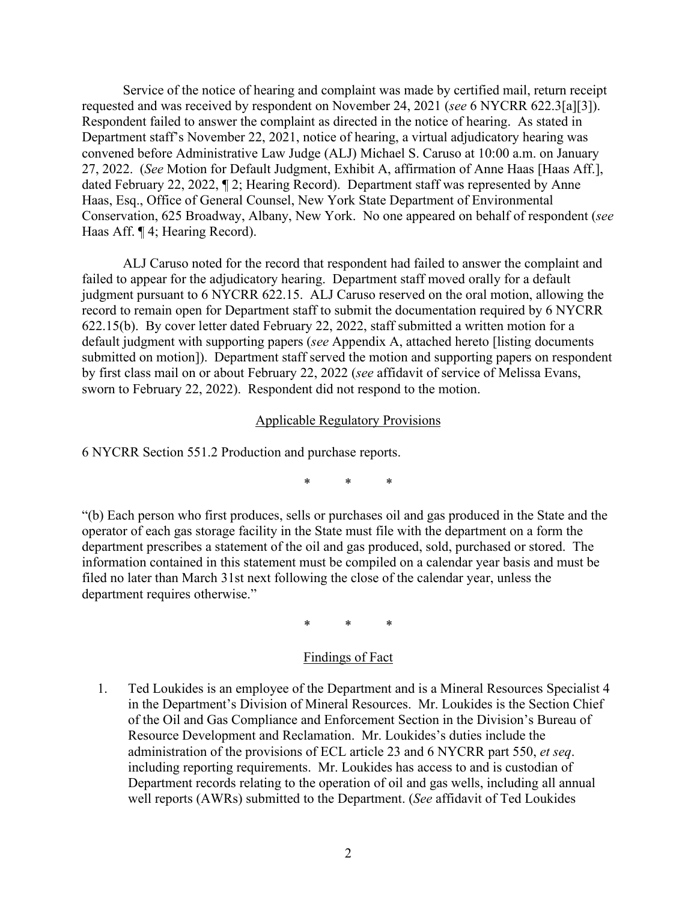Service of the notice of hearing and complaint was made by certified mail, return receipt requested and was received by respondent on November 24, 2021 (*see* 6 NYCRR 622.3[a][3]). Respondent failed to answer the complaint as directed in the notice of hearing. As stated in Department staff's November 22, 2021, notice of hearing, a virtual adjudicatory hearing was convened before Administrative Law Judge (ALJ) Michael S. Caruso at 10:00 a.m. on January 27, 2022. (*See* Motion for Default Judgment, Exhibit A, affirmation of Anne Haas [Haas Aff.], dated February 22, 2022, ¶ 2; Hearing Record). Department staff was represented by Anne Haas, Esq., Office of General Counsel, New York State Department of Environmental Conservation, 625 Broadway, Albany, New York. No one appeared on behalf of respondent (*see* Haas Aff. ¶ 4; Hearing Record).

ALJ Caruso noted for the record that respondent had failed to answer the complaint and failed to appear for the adjudicatory hearing. Department staff moved orally for a default judgment pursuant to 6 NYCRR 622.15. ALJ Caruso reserved on the oral motion, allowing the record to remain open for Department staff to submit the documentation required by 6 NYCRR 622.15(b). By cover letter dated February 22, 2022, staff submitted a written motion for a default judgment with supporting papers (*see* Appendix A, attached hereto [listing documents submitted on motion]). Department staff served the motion and supporting papers on respondent by first class mail on or about February 22, 2022 (*see* affidavit of service of Melissa Evans, sworn to February 22, 2022). Respondent did not respond to the motion.

## Applicable Regulatory Provisions

6 NYCRR Section 551.2 Production and purchase reports.

\* \* \*

"(b) Each person who first produces, sells or purchases oil and gas produced in the State and the operator of each gas storage facility in the State must file with the department on a form the department prescribes a statement of the oil and gas produced, sold, purchased or stored. The information contained in this statement must be compiled on a calendar year basis and must be filed no later than March 31st next following the close of the calendar year, unless the department requires otherwise."

\* \* \*

## Findings of Fact

1. Ted Loukides is an employee of the Department and is a Mineral Resources Specialist 4 in the Department's Division of Mineral Resources. Mr. Loukides is the Section Chief of the Oil and Gas Compliance and Enforcement Section in the Division's Bureau of Resource Development and Reclamation. Mr. Loukides's duties include the administration of the provisions of ECL article 23 and 6 NYCRR part 550, *et seq*. including reporting requirements. Mr. Loukides has access to and is custodian of Department records relating to the operation of oil and gas wells, including all annual well reports (AWRs) submitted to the Department. (*See* affidavit of Ted Loukides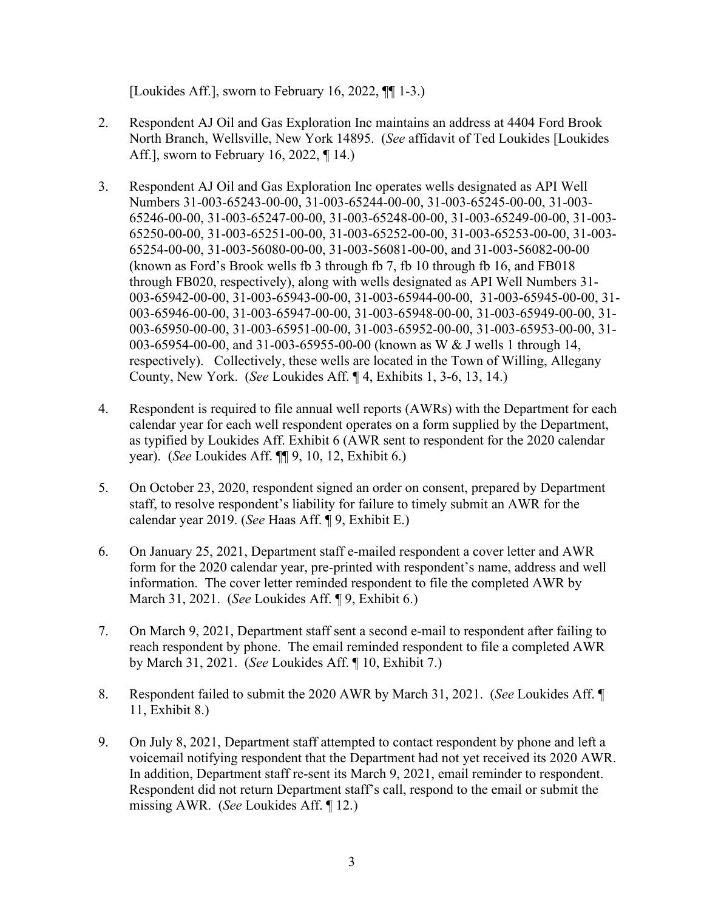[Loukides Aff.], sworn to February 16, 2022, ¶¶ 1-3.)

2. Respondent AJ Oil and Gas Exploration Inc maintains an address at 4404 Ford Brook North Branch, Wellsville, New York 14895. (*See* affidavit of Ted Loukides [Loukides Aff.], sworn to February 16, 2022, ¶ 14.)

3. Respondent AJ Oil and Gas Exploration Inc operates wells designated as API Well Numbers 31-003-65243-00-00, 31-003-65244-00-00, 31-003-65245-00-00, 31-003-65246-00-00, 31-003-65247-00-00, 31-003-65248-00-00, 31-003-65249-00-00, 31-003-65250-00-00, 31-003-65251-00-00, 31-003-65252-00-00, 31-003-65253-00-00, 31-003-65254-00-00, 31-003-56080-00-00, 31-003-56081-00-00, and 31-003-56082-00-00 (known as Ford's Brook wells fb 3 through fb 7, fb 10 through fb 16, and FB018 through FB020, respectively), along with wells designated as API Well Numbers 31-003-65942-00-00, 31-003-65943-00-00, 31-003-65944-00-00, 31-003-65945-00-00, 31-003-65946-00-00, 31-003-65947-00-00, 31-003-65948-00-00, 31-003-65949-00-00, 31-003-65950-00-00, 31-003-65951-00-00, 31-003-65952-00-00, 31-003-65953-00-00, 31-003-65954-00-00, and 31-003-65955-00-00 (known as W & J wells 1 through 14, respectively). Collectively, these wells are located in the Town of Willing, Allegany County, New York. (*See* Loukides Aff. ¶ 4, Exhibits 1, 3-6, 13, 14.)

4. Respondent is required to file annual well reports (AWRs) with the Department for each calendar year for each well respondent operates on a form supplied by the Department, as typified by Loukides Aff. Exhibit 6 (AWR sent to respondent for the 2020 calendar year). (*See* Loukides Aff. ¶¶ 9, 10, 12, Exhibit 6.)

5. On October 23, 2020, respondent signed an order on consent, prepared by Department staff, to resolve respondent's liability for failure to timely submit an AWR for the calendar year 2019. (*See* Haas Aff. ¶ 9, Exhibit E.)

6. On January 25, 2021, Department staff e-mailed respondent a cover letter and AWR form for the 2020 calendar year, pre-printed with respondent's name, address and well information. The cover letter reminded respondent to file the completed AWR by March 31, 2021. (*See* Loukides Aff. ¶ 9, Exhibit 6.)

7. On March 9, 2021, Department staff sent a second e-mail to respondent after failing to reach respondent by phone. The email reminded respondent to file a completed AWR by March 31, 2021. (*See* Loukides Aff. ¶ 10, Exhibit 7.)

8. Respondent failed to submit the 2020 AWR by March 31, 2021. (*See* Loukides Aff. ¶ 11, Exhibit 8.)

9. On July 8, 2021, Department staff attempted to contact respondent by phone and left a voicemail notifying respondent that the Department had not yet received its 2020 AWR. In addition, Department staff re-sent its March 9, 2021, email reminder to respondent. Respondent did not return Department staff's call, respond to the email or submit the missing AWR. (*See* Loukides Aff. ¶ 12.)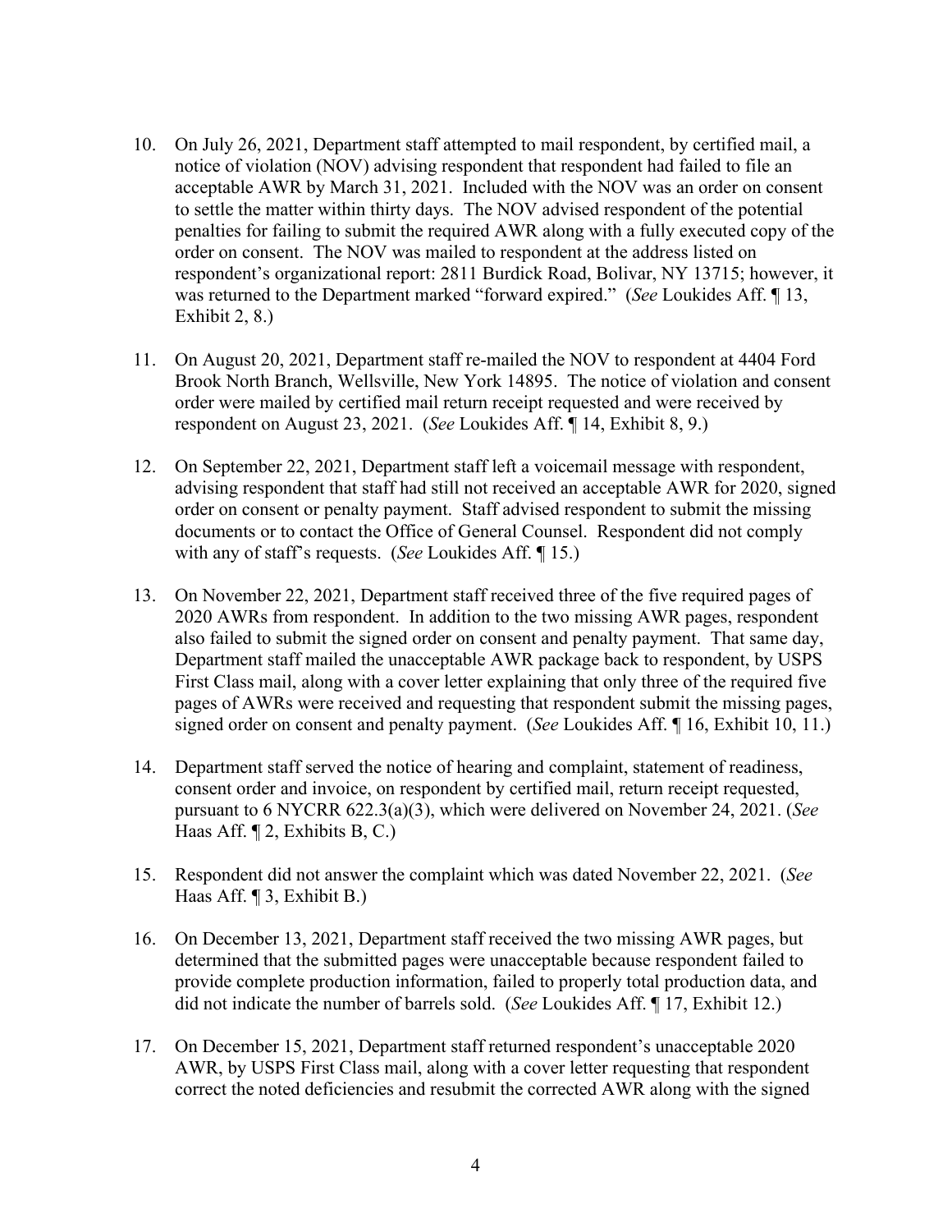10. On July 26, 2021, Department staff attempted to mail respondent, by certified mail, a notice of violation (NOV) advising respondent that respondent had failed to file an acceptable AWR by March 31, 2021. Included with the NOV was an order on consent to settle the matter within thirty days. The NOV advised respondent of the potential penalties for failing to submit the required AWR along with a fully executed copy of the order on consent. The NOV was mailed to respondent at the address listed on respondent's organizational report: 2811 Burdick Road, Bolivar, NY 13715; however, it was returned to the Department marked "forward expired." (*See* Loukides Aff. ¶ 13, Exhibit 2, 8.)

11. On August 20, 2021, Department staff re-mailed the NOV to respondent at 4404 Ford Brook North Branch, Wellsville, New York 14895. The notice of violation and consent order were mailed by certified mail return receipt requested and were received by respondent on August 23, 2021. (*See* Loukides Aff. ¶ 14, Exhibit 8, 9.)

12. On September 22, 2021, Department staff left a voicemail message with respondent, advising respondent that staff had still not received an acceptable AWR for 2020, signed order on consent or penalty payment. Staff advised respondent to submit the missing documents or to contact the Office of General Counsel. Respondent did not comply with any of staff's requests. (*See* Loukides Aff. ¶ 15.)

13. On November 22, 2021, Department staff received three of the five required pages of 2020 AWRs from respondent. In addition to the two missing AWR pages, respondent also failed to submit the signed order on consent and penalty payment. That same day, Department staff mailed the unacceptable AWR package back to respondent, by USPS First Class mail, along with a cover letter explaining that only three of the required five pages of AWRs were received and requesting that respondent submit the missing pages, signed order on consent and penalty payment. (*See* Loukides Aff. ¶ 16, Exhibit 10, 11.)

14. Department staff served the notice of hearing and complaint, statement of readiness, consent order and invoice, on respondent by certified mail, return receipt requested, pursuant to 6 NYCRR 622.3(a)(3), which were delivered on November 24, 2021. (*See* Haas Aff. ¶ 2, Exhibits B, C.)

15. Respondent did not answer the complaint which was dated November 22, 2021. (*See* Haas Aff. ¶ 3, Exhibit B.)

16. On December 13, 2021, Department staff received the two missing AWR pages, but determined that the submitted pages were unacceptable because respondent failed to provide complete production information, failed to properly total production data, and did not indicate the number of barrels sold. (*See* Loukides Aff. ¶ 17, Exhibit 12.)

17. On December 15, 2021, Department staff returned respondent's unacceptable 2020 AWR, by USPS First Class mail, along with a cover letter requesting that respondent correct the noted deficiencies and resubmit the corrected AWR along with the signed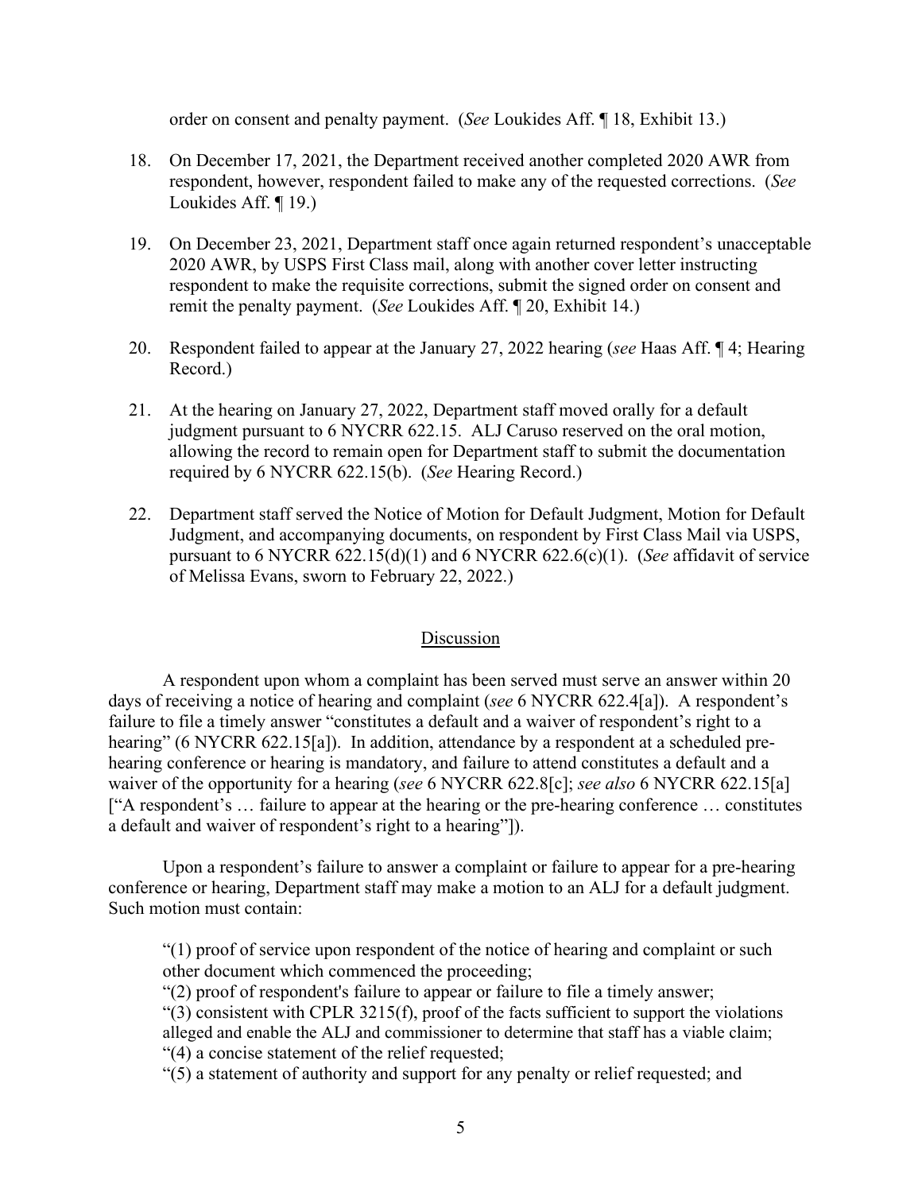order on consent and penalty payment. (*See* Loukides Aff. ¶ 18, Exhibit 13.)

18. On December 17, 2021, the Department received another completed 2020 AWR from respondent, however, respondent failed to make any of the requested corrections. (*See* Loukides Aff. ¶ 19.)

19. On December 23, 2021, Department staff once again returned respondent's unacceptable 2020 AWR, by USPS First Class mail, along with another cover letter instructing respondent to make the requisite corrections, submit the signed order on consent and remit the penalty payment. (*See* Loukides Aff. ¶ 20, Exhibit 14.)

20. Respondent failed to appear at the January 27, 2022 hearing (*see* Haas Aff. ¶ 4; Hearing Record.)

21. At the hearing on January 27, 2022, Department staff moved orally for a default judgment pursuant to 6 NYCRR 622.15. ALJ Caruso reserved on the oral motion, allowing the record to remain open for Department staff to submit the documentation required by 6 NYCRR 622.15(b). (*See* Hearing Record.)

22. Department staff served the Notice of Motion for Default Judgment, Motion for Default Judgment, and accompanying documents, on respondent by First Class Mail via USPS, pursuant to 6 NYCRR 622.15(d)(1) and 6 NYCRR 622.6(c)(1). (*See* affidavit of service of Melissa Evans, sworn to February 22, 2022.)

## Discussion

A respondent upon whom a complaint has been served must serve an answer within 20 days of receiving a notice of hearing and complaint (*see* 6 NYCRR 622.4[a]). A respondent's failure to file a timely answer "constitutes a default and a waiver of respondent's right to a hearing" (6 NYCRR 622.15[a]). In addition, attendance by a respondent at a scheduled pre-hearing conference or hearing is mandatory, and failure to attend constitutes a default and a waiver of the opportunity for a hearing (*see* 6 NYCRR 622.8[c]; *see also* 6 NYCRR 622.15[a] ["A respondent's … failure to appear at the hearing or the pre-hearing conference … constitutes a default and waiver of respondent's right to a hearing"]).

Upon a respondent's failure to answer a complaint or failure to appear for a pre-hearing conference or hearing, Department staff may make a motion to an ALJ for a default judgment. Such motion must contain:

"(1) proof of service upon respondent of the notice of hearing and complaint or such other document which commenced the proceeding;
"(2) proof of respondent's failure to appear or failure to file a timely answer;
"(3) consistent with CPLR 3215(f), proof of the facts sufficient to support the violations alleged and enable the ALJ and commissioner to determine that staff has a viable claim;
"(4) a concise statement of the relief requested;
"(5) a statement of authority and support for any penalty or relief requested; and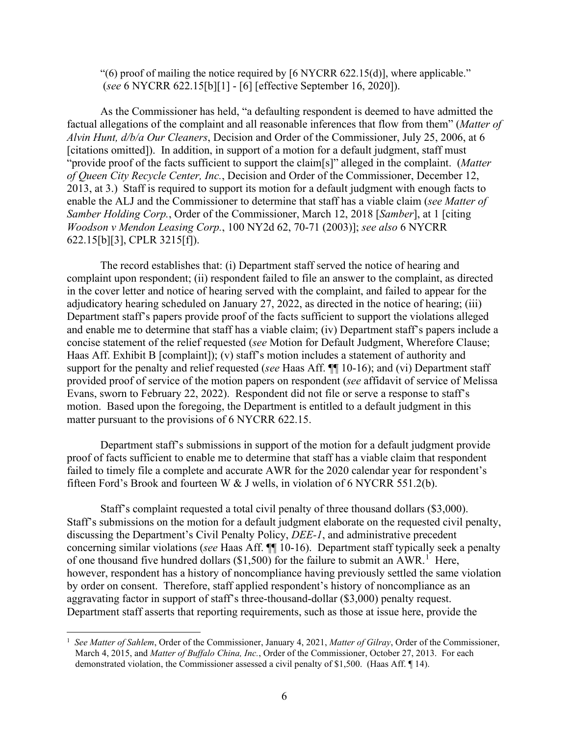"(6) proof of mailing the notice required by [6 NYCRR 622.15(d)], where applicable." (*see* 6 NYCRR 622.15[b][1] - [6] [effective September 16, 2020]).

As the Commissioner has held, "a defaulting respondent is deemed to have admitted the factual allegations of the complaint and all reasonable inferences that flow from them" (*Matter of Alvin Hunt, d/b/a Our Cleaners*, Decision and Order of the Commissioner, July 25, 2006, at 6 [citations omitted]). In addition, in support of a motion for a default judgment, staff must "provide proof of the facts sufficient to support the claim[s]" alleged in the complaint. (*Matter of Queen City Recycle Center, Inc.*, Decision and Order of the Commissioner, December 12, 2013, at 3.) Staff is required to support its motion for a default judgment with enough facts to enable the ALJ and the Commissioner to determine that staff has a viable claim (*see Matter of Samber Holding Corp.*, Order of the Commissioner, March 12, 2018 [*Samber*], at 1 [citing *Woodson v Mendon Leasing Corp.*, 100 NY2d 62, 70-71 (2003)]; *see also* 6 NYCRR 622.15[b][3], CPLR 3215[f]).

The record establishes that: (i) Department staff served the notice of hearing and complaint upon respondent; (ii) respondent failed to file an answer to the complaint, as directed in the cover letter and notice of hearing served with the complaint, and failed to appear for the adjudicatory hearing scheduled on January 27, 2022, as directed in the notice of hearing; (iii) Department staff's papers provide proof of the facts sufficient to support the violations alleged and enable me to determine that staff has a viable claim; (iv) Department staff's papers include a concise statement of the relief requested (*see* Motion for Default Judgment, Wherefore Clause; Haas Aff. Exhibit B [complaint]); (v) staff's motion includes a statement of authority and support for the penalty and relief requested (*see* Haas Aff. ¶¶ 10-16); and (vi) Department staff provided proof of service of the motion papers on respondent (*see* affidavit of service of Melissa Evans, sworn to February 22, 2022). Respondent did not file or serve a response to staff's motion. Based upon the foregoing, the Department is entitled to a default judgment in this matter pursuant to the provisions of 6 NYCRR 622.15.

Department staff's submissions in support of the motion for a default judgment provide proof of facts sufficient to enable me to determine that staff has a viable claim that respondent failed to timely file a complete and accurate AWR for the 2020 calendar year for respondent's fifteen Ford's Brook and fourteen W & J wells, in violation of 6 NYCRR 551.2(b).

Staff's complaint requested a total civil penalty of three thousand dollars ($3,000). Staff's submissions on the motion for a default judgment elaborate on the requested civil penalty, discussing the Department's Civil Penalty Policy, *DEE-1*, and administrative precedent concerning similar violations (*see* Haas Aff. ¶¶ 10-16). Department staff typically seek a penalty of one thousand five hundred dollars ($1,500) for the failure to submit an AWR.[1] Here, however, respondent has a history of noncompliance having previously settled the same violation by order on consent. Therefore, staff applied respondent's history of noncompliance as an aggravating factor in support of staff's three-thousand-dollar ($3,000) penalty request. Department staff asserts that reporting requirements, such as those at issue here, provide the

[1] *See Matter of Sahlem*, Order of the Commissioner, January 4, 2021, *Matter of Gilray*, Order of the Commissioner, March 4, 2015, and *Matter of Buffalo China, Inc.*, Order of the Commissioner, October 27, 2013. For each demonstrated violation, the Commissioner assessed a civil penalty of $1,500. (Haas Aff. ¶ 14).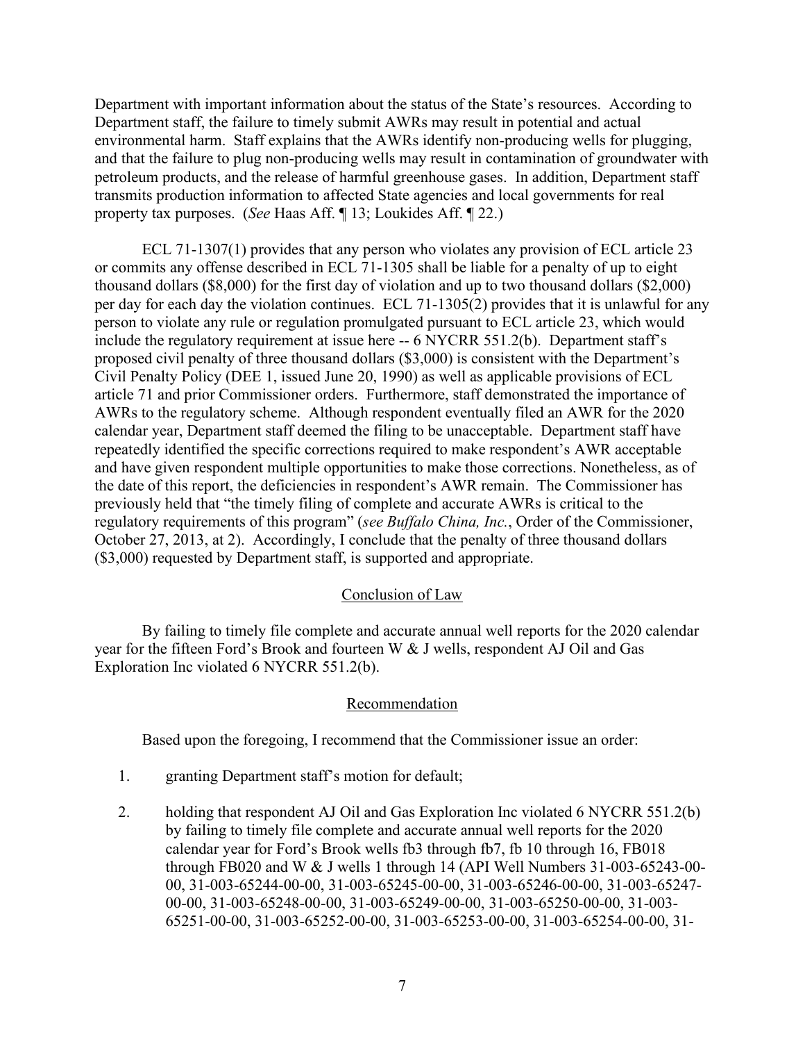Department with important information about the status of the State's resources. According to Department staff, the failure to timely submit AWRs may result in potential and actual environmental harm. Staff explains that the AWRs identify non-producing wells for plugging, and that the failure to plug non-producing wells may result in contamination of groundwater with petroleum products, and the release of harmful greenhouse gases. In addition, Department staff transmits production information to affected State agencies and local governments for real property tax purposes. (*See* Haas Aff. ¶ 13; Loukides Aff. ¶ 22.)

ECL 71-1307(1) provides that any person who violates any provision of ECL article 23 or commits any offense described in ECL 71-1305 shall be liable for a penalty of up to eight thousand dollars ($8,000) for the first day of violation and up to two thousand dollars ($2,000) per day for each day the violation continues. ECL 71-1305(2) provides that it is unlawful for any person to violate any rule or regulation promulgated pursuant to ECL article 23, which would include the regulatory requirement at issue here -- 6 NYCRR 551.2(b). Department staff's proposed civil penalty of three thousand dollars ($3,000) is consistent with the Department's Civil Penalty Policy (DEE 1, issued June 20, 1990) as well as applicable provisions of ECL article 71 and prior Commissioner orders. Furthermore, staff demonstrated the importance of AWRs to the regulatory scheme. Although respondent eventually filed an AWR for the 2020 calendar year, Department staff deemed the filing to be unacceptable. Department staff have repeatedly identified the specific corrections required to make respondent's AWR acceptable and have given respondent multiple opportunities to make those corrections. Nonetheless, as of the date of this report, the deficiencies in respondent's AWR remain. The Commissioner has previously held that "the timely filing of complete and accurate AWRs is critical to the regulatory requirements of this program" (*see Buffalo China, Inc.*, Order of the Commissioner, October 27, 2013, at 2). Accordingly, I conclude that the penalty of three thousand dollars ($3,000) requested by Department staff, is supported and appropriate.

## Conclusion of Law

By failing to timely file complete and accurate annual well reports for the 2020 calendar year for the fifteen Ford's Brook and fourteen W & J wells, respondent AJ Oil and Gas Exploration Inc violated 6 NYCRR 551.2(b).

## Recommendation

Based upon the foregoing, I recommend that the Commissioner issue an order:

1. granting Department staff's motion for default;
2. holding that respondent AJ Oil and Gas Exploration Inc violated 6 NYCRR 551.2(b) by failing to timely file complete and accurate annual well reports for the 2020 calendar year for Ford's Brook wells fb3 through fb7, fb 10 through 16, FB018 through FB020 and W & J wells 1 through 14 (API Well Numbers 31-003-65243-00-00, 31-003-65244-00-00, 31-003-65245-00-00, 31-003-65246-00-00, 31-003-65247-00-00, 31-003-65248-00-00, 31-003-65249-00-00, 31-003-65250-00-00, 31-003-65251-00-00, 31-003-65252-00-00, 31-003-65253-00-00, 31-003-65254-00-00, 31-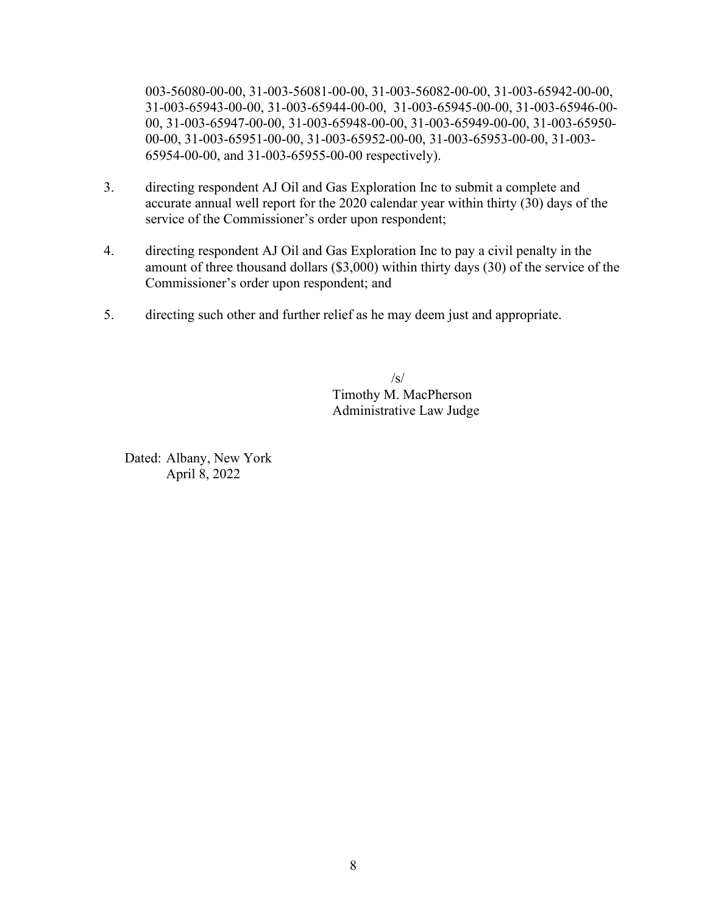003-56080-00-00, 31-003-56081-00-00, 31-003-56082-00-00, 31-003-65942-00-00, 31-003-65943-00-00, 31-003-65944-00-00, 31-003-65945-00-00, 31-003-65946-00-00, 31-003-65947-00-00, 31-003-65948-00-00, 31-003-65949-00-00, 31-003-65950-00-00, 31-003-65951-00-00, 31-003-65952-00-00, 31-003-65953-00-00, 31-003-65954-00-00, and 31-003-65955-00-00 respectively).

3. directing respondent AJ Oil and Gas Exploration Inc to submit a complete and accurate annual well report for the 2020 calendar year within thirty (30) days of the service of the Commissioner's order upon respondent;

4. directing respondent AJ Oil and Gas Exploration Inc to pay a civil penalty in the amount of three thousand dollars ($3,000) within thirty days (30) of the service of the Commissioner's order upon respondent; and

5. directing such other and further relief as he may deem just and appropriate.

/s/
Timothy M. MacPherson
Administrative Law Judge

Dated: Albany, New York
April 8, 2022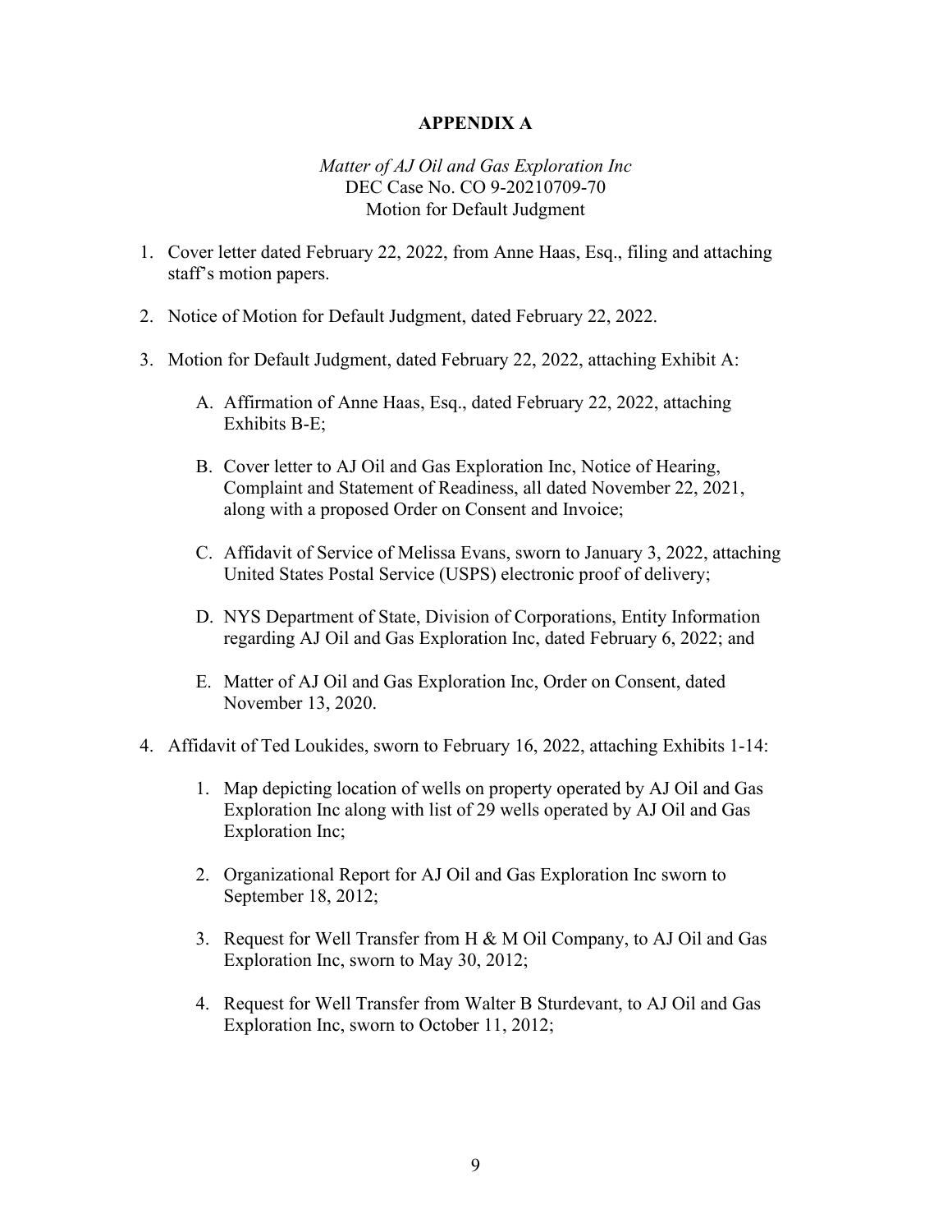**APPENDIX A**

*Matter of AJ Oil and Gas Exploration Inc*
DEC Case No. CO 9-20210709-70
Motion for Default Judgment

1. Cover letter dated February 22, 2022, from Anne Haas, Esq., filing and attaching staff's motion papers.

2. Notice of Motion for Default Judgment, dated February 22, 2022.

3. Motion for Default Judgment, dated February 22, 2022, attaching Exhibit A:

   A. Affirmation of Anne Haas, Esq., dated February 22, 2022, attaching Exhibits B-E;

   B. Cover letter to AJ Oil and Gas Exploration Inc, Notice of Hearing, Complaint and Statement of Readiness, all dated November 22, 2021, along with a proposed Order on Consent and Invoice;

   C. Affidavit of Service of Melissa Evans, sworn to January 3, 2022, attaching United States Postal Service (USPS) electronic proof of delivery;

   D. NYS Department of State, Division of Corporations, Entity Information regarding AJ Oil and Gas Exploration Inc, dated February 6, 2022; and

   E. Matter of AJ Oil and Gas Exploration Inc, Order on Consent, dated November 13, 2020.

4. Affidavit of Ted Loukides, sworn to February 16, 2022, attaching Exhibits 1-14:

   1. Map depicting location of wells on property operated by AJ Oil and Gas Exploration Inc along with list of 29 wells operated by AJ Oil and Gas Exploration Inc;

   2. Organizational Report for AJ Oil and Gas Exploration Inc sworn to September 18, 2012;

   3. Request for Well Transfer from H & M Oil Company, to AJ Oil and Gas Exploration Inc, sworn to May 30, 2012;

   4. Request for Well Transfer from Walter B Sturdevant, to AJ Oil and Gas Exploration Inc, sworn to October 11, 2012;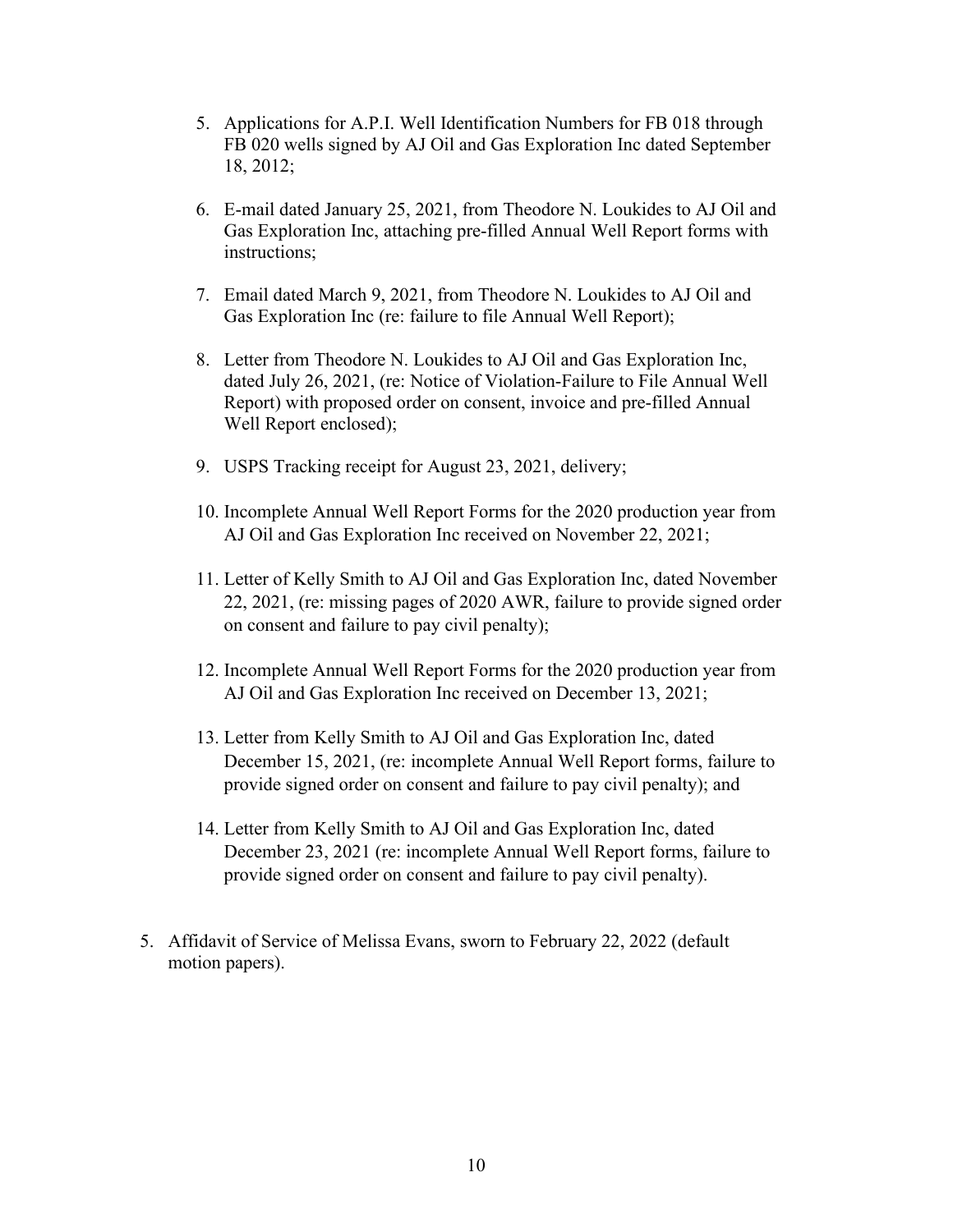5. Applications for A.P.I. Well Identification Numbers for FB 018 through FB 020 wells signed by AJ Oil and Gas Exploration Inc dated September 18, 2012;

6. E-mail dated January 25, 2021, from Theodore N. Loukides to AJ Oil and Gas Exploration Inc, attaching pre-filled Annual Well Report forms with instructions;

7. Email dated March 9, 2021, from Theodore N. Loukides to AJ Oil and Gas Exploration Inc (re: failure to file Annual Well Report);

8. Letter from Theodore N. Loukides to AJ Oil and Gas Exploration Inc, dated July 26, 2021, (re: Notice of Violation-Failure to File Annual Well Report) with proposed order on consent, invoice and pre-filled Annual Well Report enclosed);

9. USPS Tracking receipt for August 23, 2021, delivery;

10. Incomplete Annual Well Report Forms for the 2020 production year from AJ Oil and Gas Exploration Inc received on November 22, 2021;

11. Letter of Kelly Smith to AJ Oil and Gas Exploration Inc, dated November 22, 2021, (re: missing pages of 2020 AWR, failure to provide signed order on consent and failure to pay civil penalty);

12. Incomplete Annual Well Report Forms for the 2020 production year from AJ Oil and Gas Exploration Inc received on December 13, 2021;

13. Letter from Kelly Smith to AJ Oil and Gas Exploration Inc, dated December 15, 2021, (re: incomplete Annual Well Report forms, failure to provide signed order on consent and failure to pay civil penalty); and

14. Letter from Kelly Smith to AJ Oil and Gas Exploration Inc, dated December 23, 2021 (re: incomplete Annual Well Report forms, failure to provide signed order on consent and failure to pay civil penalty).

5. Affidavit of Service of Melissa Evans, sworn to February 22, 2022 (default motion papers).